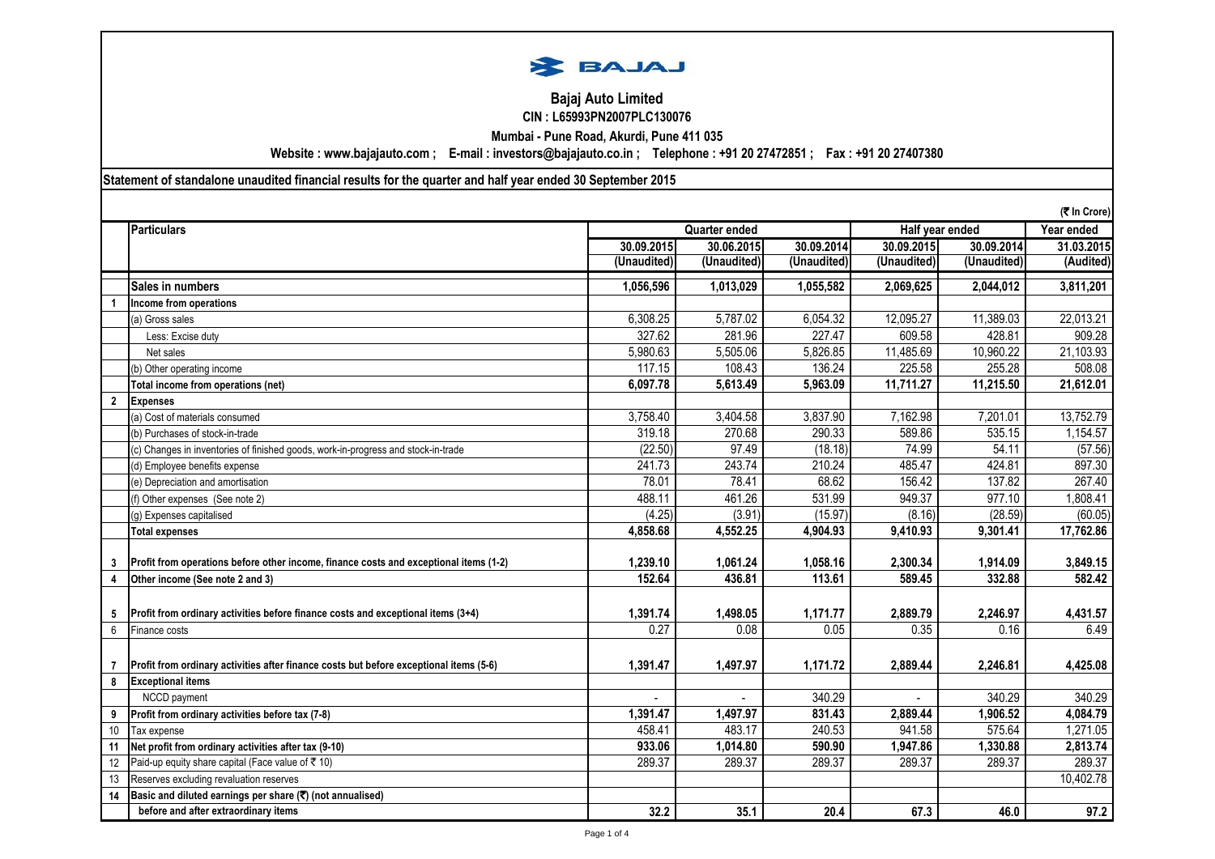# BAJAJ

## Bajaj Auto Limited

**CIN : L65993PN2007PLC130076**

**Mumbai - Pune Road, Akurdi, Pune 411 035**

**Website : www.bajajauto.com ; E-mail : investors@bajajauto.co.in ; Telephone : +91 20 27472851 ; Fax : +91 20 27407380**

**Statement of standalone unaudited financial results for the quarter and half year ended 30 September 2015**

(₹ In Crore)

| | Particulars | Quarter ended | | | Half year ended | | Year ended |
|---|---|---|---|---|---|---|---|
| | | 30.09.2015 | 30.06.2015 | 30.09.2014 | 30.09.2015 | 30.09.2014 | 31.03.2015 |
| | | (Unaudited) | (Unaudited) | (Unaudited) | (Unaudited) | (Unaudited) | (Audited) |
| | **Sales in numbers** | **1,056,596** | **1,013,029** | **1,055,582** | **2,069,625** | **2,044,012** | **3,811,201** |
| 1 | **Income from operations** | | | | | | |
| | (a) Gross sales | 6,308.25 | 5,787.02 | 6,054.32 | 12,095.27 | 11,389.03 | 22,013.21 |
| | Less: Excise duty | 327.62 | 281.96 | 227.47 | 609.58 | 428.81 | 909.28 |
| | Net sales | 5,980.63 | 5,505.06 | 5,826.85 | 11,485.69 | 10,960.22 | 21,103.93 |
| | (b) Other operating income | 117.15 | 108.43 | 136.24 | 225.58 | 255.28 | 508.08 |
| | **Total income from operations (net)** | **6,097.78** | **5,613.49** | **5,963.09** | **11,711.27** | **11,215.50** | **21,612.01** |
| 2 | **Expenses** | | | | | | |
| | (a) Cost of materials consumed | 3,758.40 | 3,404.58 | 3,837.90 | 7,162.98 | 7,201.01 | 13,752.79 |
| | (b) Purchases of stock-in-trade | 319.18 | 270.68 | 290.33 | 589.86 | 535.15 | 1,154.57 |
| | (c) Changes in inventories of finished goods, work-in-progress and stock-in-trade | (22.50) | 97.49 | (18.18) | 74.99 | 54.11 | (57.56) |
| | (d) Employee benefits expense | 241.73 | 243.74 | 210.24 | 485.47 | 424.81 | 897.30 |
| | (e) Depreciation and amortisation | 78.01 | 78.41 | 68.62 | 156.42 | 137.82 | 267.40 |
| | (f) Other expenses (See note 2) | 488.11 | 461.26 | 531.99 | 949.37 | 977.10 | 1,808.41 |
| | (g) Expenses capitalised | (4.25) | (3.91) | (15.97) | (8.16) | (28.59) | (60.05) |
| | **Total expenses** | **4,858.68** | **4,552.25** | **4,904.93** | **9,410.93** | **9,301.41** | **17,762.86** |
| 3 | **Profit from operations before other income, finance costs and exceptional items (1-2)** | **1,239.10** | **1,061.24** | **1,058.16** | **2,300.34** | **1,914.09** | **3,849.15** |
| 4 | **Other income (See note 2 and 3)** | **152.64** | **436.81** | **113.61** | **589.45** | **332.88** | **582.42** |
| 5 | **Profit from ordinary activities before finance costs and exceptional items (3+4)** | **1,391.74** | **1,498.05** | **1,171.77** | **2,889.79** | **2,246.97** | **4,431.57** |
| 6 | Finance costs | 0.27 | 0.08 | 0.05 | 0.35 | 0.16 | 6.49 |
| 7 | **Profit from ordinary activities after finance costs but before exceptional items (5-6)** | **1,391.47** | **1,497.97** | **1,171.72** | **2,889.44** | **2,246.81** | **4,425.08** |
| 8 | **Exceptional items** | | | | | | |
| | NCCD payment | - | - | 340.29 | - | 340.29 | 340.29 |
| 9 | **Profit from ordinary activities before tax (7-8)** | **1,391.47** | **1,497.97** | **831.43** | **2,889.44** | **1,906.52** | **4,084.79** |
| 10 | Tax expense | 458.41 | 483.17 | 240.53 | 941.58 | 575.64 | 1,271.05 |
| 11 | **Net profit from ordinary activities after tax (9-10)** | **933.06** | **1,014.80** | **590.90** | **1,947.86** | **1,330.88** | **2,813.74** |
| 12 | Paid-up equity share capital (Face value of ₹ 10) | 289.37 | 289.37 | 289.37 | 289.37 | 289.37 | 289.37 |
| 13 | Reserves excluding revaluation reserves | | | | | | 10,402.78 |
| 14 | **Basic and diluted earnings per share (₹) (not annualised)** | | | | | | |
| | **before and after extraordinary items** | **32.2** | **35.1** | **20.4** | **67.3** | **46.0** | **97.2** |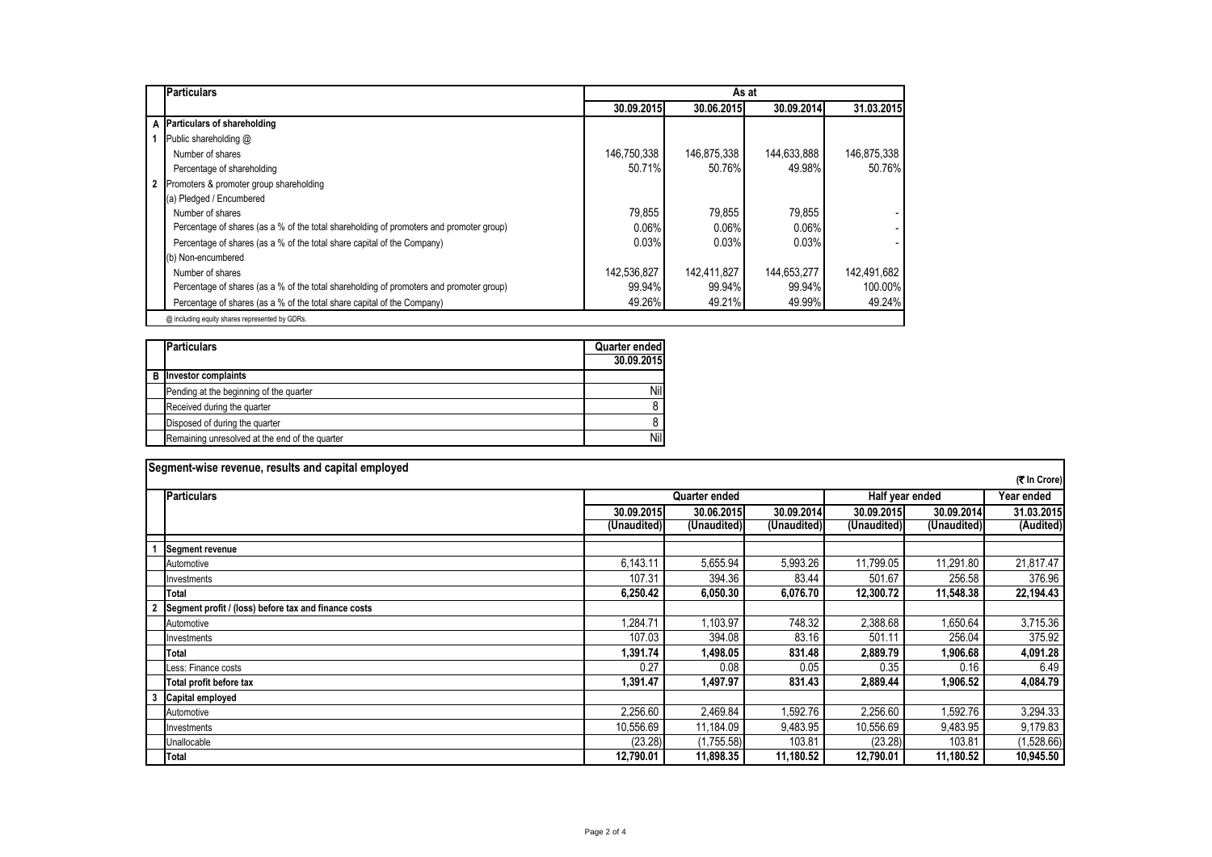| | Particulars | As at | | | |
|---|---|---|---|---|---|
| | | 30.09.2015 | 30.06.2015 | 30.09.2014 | 31.03.2015 |
| A | **Particulars of shareholding** | | | | |
| 1 | Public shareholding @ | | | | |
| | Number of shares | 146,750,338 | 146,875,338 | 144,633,888 | 146,875,338 |
| | Percentage of shareholding | 50.71% | 50.76% | 49.98% | 50.76% |
| 2 | Promoters & promoter group shareholding | | | | |
| | (a) Pledged / Encumbered | | | | |
| | Number of shares | 79,855 | 79,855 | 79,855 | - |
| | Percentage of shares (as a % of the total shareholding of promoters and promoter group) | 0.06% | 0.06% | 0.06% | - |
| | Percentage of shares (as a % of the total share capital of the Company) | 0.03% | 0.03% | 0.03% | - |
| | (b) Non-encumbered | | | | |
| | Number of shares | 142,536,827 | 142,411,827 | 144,653,277 | 142,491,682 |
| | Percentage of shares (as a % of the total shareholding of promoters and promoter group) | 99.94% | 99.94% | 99.94% | 100.00% |
| | Percentage of shares (as a % of the total share capital of the Company) | 49.26% | 49.21% | 49.99% | 49.24% |

@ including equity shares represented by GDRs.

| | Particulars | Quarter ended |
|---|---|---|
| | | 30.09.2015 |
| B | **Investor complaints** | |
| | Pending at the beginning of the quarter | Nil |
| | Received during the quarter | 8 |
| | Disposed of during the quarter | 8 |
| | Remaining unresolved at the end of the quarter | Nil |

**Segment-wise revenue, results and capital employed**

(₹ In Crore)

| | Particulars | Quarter ended | | | Half year ended | | Year ended |
|---|---|---|---|---|---|---|---|
| | | 30.09.2015 (Unaudited) | 30.06.2015 (Unaudited) | 30.09.2014 (Unaudited) | 30.09.2015 (Unaudited) | 30.09.2014 (Unaudited) | 31.03.2015 (Audited) |
| 1 | **Segment revenue** | | | | | | |
| | Automotive | 6,143.11 | 5,655.94 | 5,993.26 | 11,799.05 | 11,291.80 | 21,817.47 |
| | Investments | 107.31 | 394.36 | 83.44 | 501.67 | 256.58 | 376.96 |
| | **Total** | **6,250.42** | **6,050.30** | **6,076.70** | **12,300.72** | **11,548.38** | **22,194.43** |
| 2 | **Segment profit / (loss) before tax and finance costs** | | | | | | |
| | Automotive | 1,284.71 | 1,103.97 | 748.32 | 2,388.68 | 1,650.64 | 3,715.36 |
| | Investments | 107.03 | 394.08 | 83.16 | 501.11 | 256.04 | 375.92 |
| | **Total** | **1,391.74** | **1,498.05** | **831.48** | **2,889.79** | **1,906.68** | **4,091.28** |
| | Less: Finance costs | 0.27 | 0.08 | 0.05 | 0.35 | 0.16 | 6.49 |
| | **Total profit before tax** | **1,391.47** | **1,497.97** | **831.43** | **2,889.44** | **1,906.52** | **4,084.79** |
| 3 | **Capital employed** | | | | | | |
| | Automotive | 2,256.60 | 2,469.84 | 1,592.76 | 2,256.60 | 1,592.76 | 3,294.33 |
| | Investments | 10,556.69 | 11,184.09 | 9,483.95 | 10,556.69 | 9,483.95 | 9,179.83 |
| | Unallocable | (23.28) | (1,755.58) | 103.81 | (23.28) | 103.81 | (1,528.66) |
| | **Total** | **12,790.01** | **11,898.35** | **11,180.52** | **12,790.01** | **11,180.52** | **10,945.50** |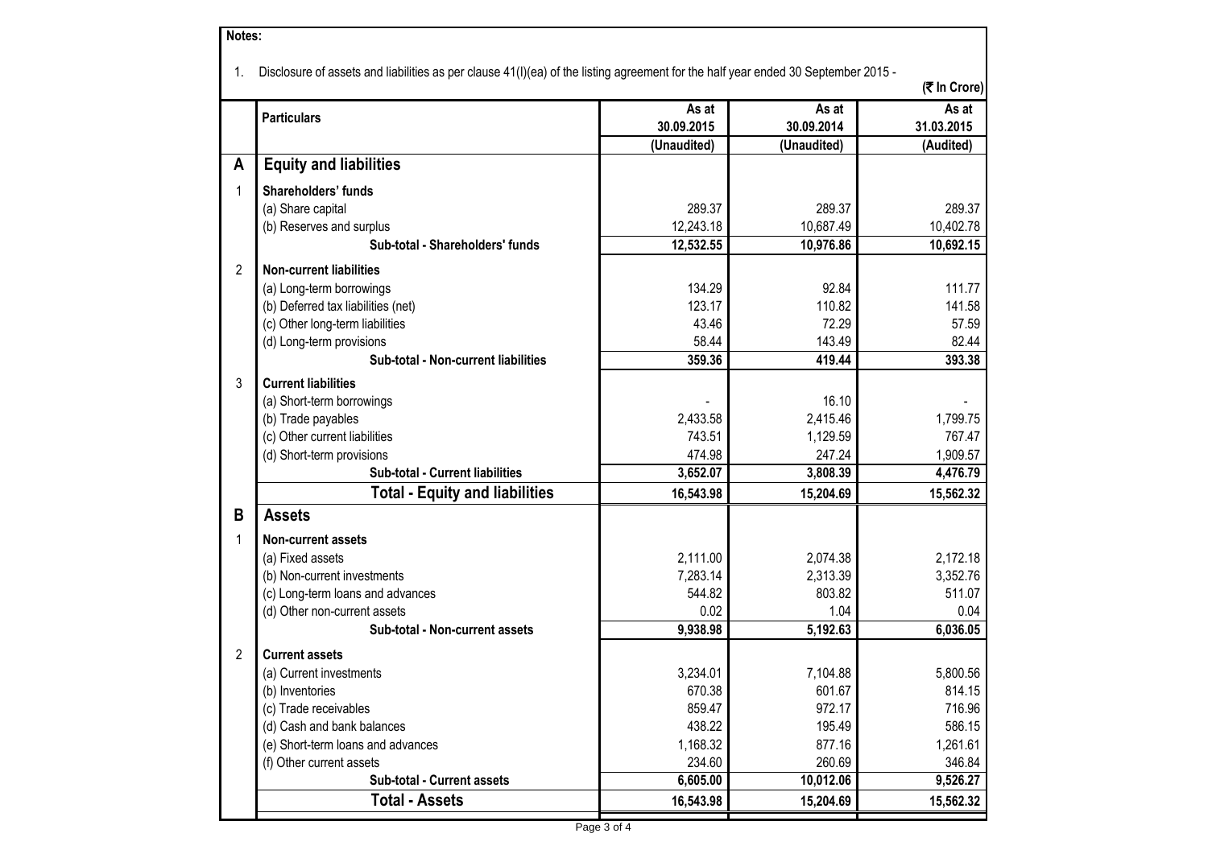**Notes:**

1. Disclosure of assets and liabilities as per clause 41(I)(ea) of the listing agreement for the half year ended 30 September 2015 -

(₹ In Crore)

| | Particulars | As at 30.09.2015 (Unaudited) | As at 30.09.2014 (Unaudited) | As at 31.03.2015 (Audited) |
|---|---|---|---|---|
| **A** | **Equity and liabilities** | | | |
| 1 | **Shareholders' funds** | | | |
| | (a) Share capital | 289.37 | 289.37 | 289.37 |
| | (b) Reserves and surplus | 12,243.18 | 10,687.49 | 10,402.78 |
| | **Sub-total - Shareholders' funds** | **12,532.55** | **10,976.86** | **10,692.15** |
| 2 | **Non-current liabilities** | | | |
| | (a) Long-term borrowings | 134.29 | 92.84 | 111.77 |
| | (b) Deferred tax liabilities (net) | 123.17 | 110.82 | 141.58 |
| | (c) Other long-term liabilities | 43.46 | 72.29 | 57.59 |
| | (d) Long-term provisions | 58.44 | 143.49 | 82.44 |
| | **Sub-total - Non-current liabilities** | **359.36** | **419.44** | **393.38** |
| 3 | **Current liabilities** | | | |
| | (a) Short-term borrowings | - | 16.10 | - |
| | (b) Trade payables | 2,433.58 | 2,415.46 | 1,799.75 |
| | (c) Other current liabilities | 743.51 | 1,129.59 | 767.47 |
| | (d) Short-term provisions | 474.98 | 247.24 | 1,909.57 |
| | **Sub-total - Current liabilities** | **3,652.07** | **3,808.39** | **4,476.79** |
| | **Total - Equity and liabilities** | **16,543.98** | **15,204.69** | **15,562.32** |
| **B** | **Assets** | | | |
| 1 | **Non-current assets** | | | |
| | (a) Fixed assets | 2,111.00 | 2,074.38 | 2,172.18 |
| | (b) Non-current investments | 7,283.14 | 2,313.39 | 3,352.76 |
| | (c) Long-term loans and advances | 544.82 | 803.82 | 511.07 |
| | (d) Other non-current assets | 0.02 | 1.04 | 0.04 |
| | **Sub-total - Non-current assets** | **9,938.98** | **5,192.63** | **6,036.05** |
| 2 | **Current assets** | | | |
| | (a) Current investments | 3,234.01 | 7,104.88 | 5,800.56 |
| | (b) Inventories | 670.38 | 601.67 | 814.15 |
| | (c) Trade receivables | 859.47 | 972.17 | 716.96 |
| | (d) Cash and bank balances | 438.22 | 195.49 | 586.15 |
| | (e) Short-term loans and advances | 1,168.32 | 877.16 | 1,261.61 |
| | (f) Other current assets | 234.60 | 260.69 | 346.84 |
| | **Sub-total - Current assets** | **6,605.00** | **10,012.06** | **9,526.27** |
| | **Total - Assets** | **16,543.98** | **15,204.69** | **15,562.32** |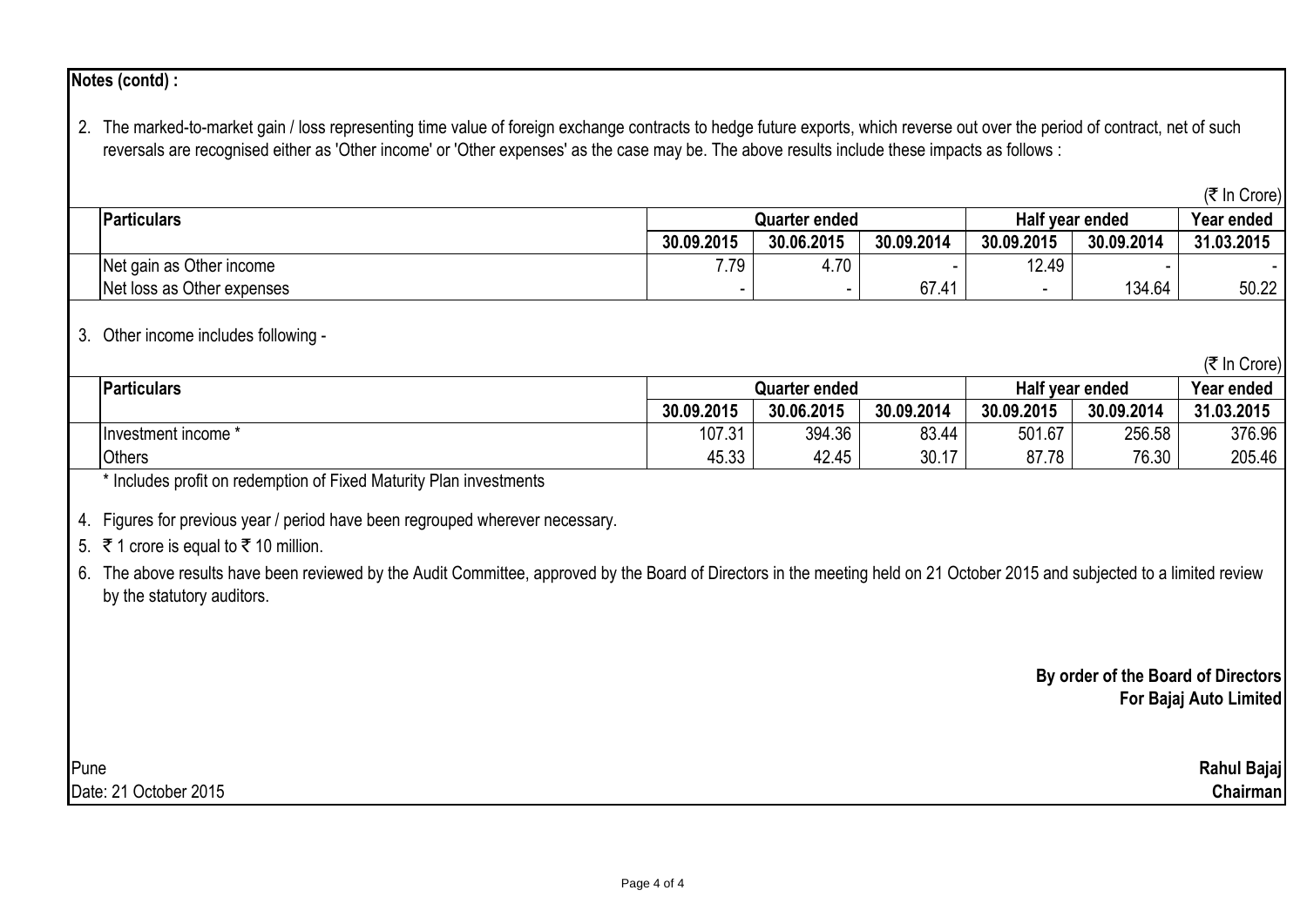**Notes (contd) :**

2. The marked-to-market gain / loss representing time value of foreign exchange contracts to hedge future exports, which reverse out over the period of contract, net of such reversals are recognised either as 'Other income' or 'Other expenses' as the case may be. The above results include these impacts as follows :

(₹ In Crore)

| Particulars | Quarter ended | | | Half year ended | | Year ended |
|---|---|---|---|---|---|---|
| | 30.09.2015 | 30.06.2015 | 30.09.2014 | 30.09.2015 | 30.09.2014 | 31.03.2015 |
| Net gain as Other income | 7.79 | 4.70 | - | 12.49 | - | - |
| Net loss as Other expenses | - | - | 67.41 | - | 134.64 | 50.22 |

3. Other income includes following -

(₹ In Crore)

| Particulars | Quarter ended | | | Half year ended | | Year ended |
|---|---|---|---|---|---|---|
| | 30.09.2015 | 30.06.2015 | 30.09.2014 | 30.09.2015 | 30.09.2014 | 31.03.2015 |
| Investment income * | 107.31 | 394.36 | 83.44 | 501.67 | 256.58 | 376.96 |
| Others | 45.33 | 42.45 | 30.17 | 87.78 | 76.30 | 205.46 |

\* Includes profit on redemption of Fixed Maturity Plan investments

4. Figures for previous year / period have been regrouped wherever necessary.
5. ₹ 1 crore is equal to ₹ 10 million.
6. The above results have been reviewed by the Audit Committee, approved by the Board of Directors in the meeting held on 21 October 2015 and subjected to a limited review by the statutory auditors.

**By order of the Board of Directors**
**For Bajaj Auto Limited**

Pune
Date: 21 October 2015

**Rahul Bajaj**
**Chairman**